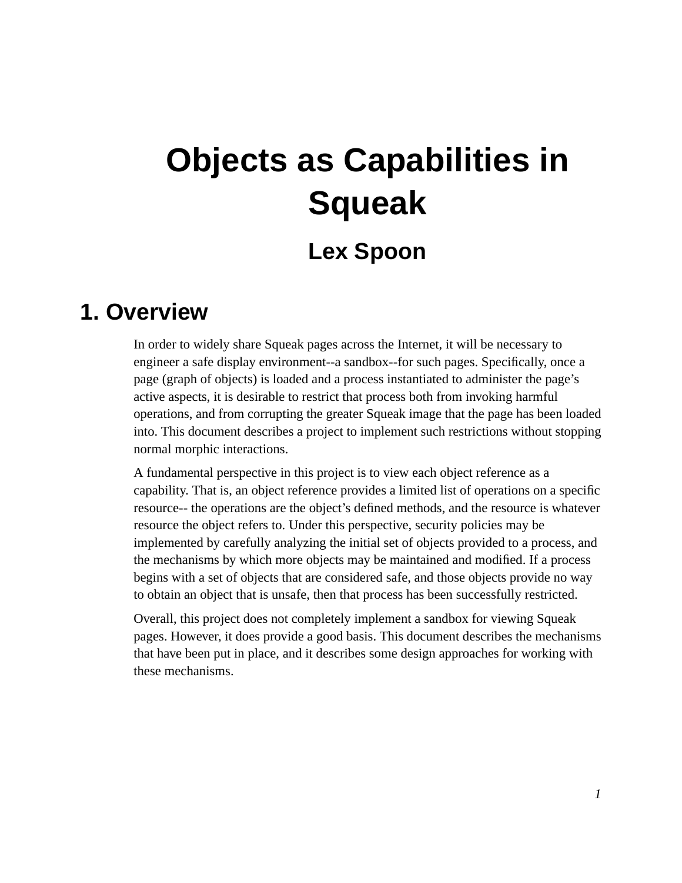# Objects as Capabilities in Squeak

## Lex Spoon

## 1. Overview

In order to widely share Squeak pages across the Internet, it will be necessary to engineer a safe display environment--a sandbox--for such pages. Specifically, once a page (graph of objects) is loaded and a process instantiated to administer the page's active aspects, it is desirable to restrict that process both from invoking harmful operations, and from corrupting the greater Squeak image that the page has been loaded into. This document describes a project to implement such restrictions without stopping normal morphic interactions.

A fundamental perspective in this project is to view each object reference as a capability. That is, an object reference provides a limited list of operations on a specific resource-- the operations are the object's defined methods, and the resource is whatever resource the object refers to. Under this perspective, security policies may be implemented by carefully analyzing the initial set of objects provided to a process, and the mechanisms by which more objects may be maintained and modified. If a process begins with a set of objects that are considered safe, and those objects provide no way to obtain an object that is unsafe, then that process has been successfully restricted.

Overall, this project does not completely implement a sandbox for viewing Squeak pages. However, it does provide a good basis. This document describes the mechanisms that have been put in place, and it describes some design approaches for working with these mechanisms.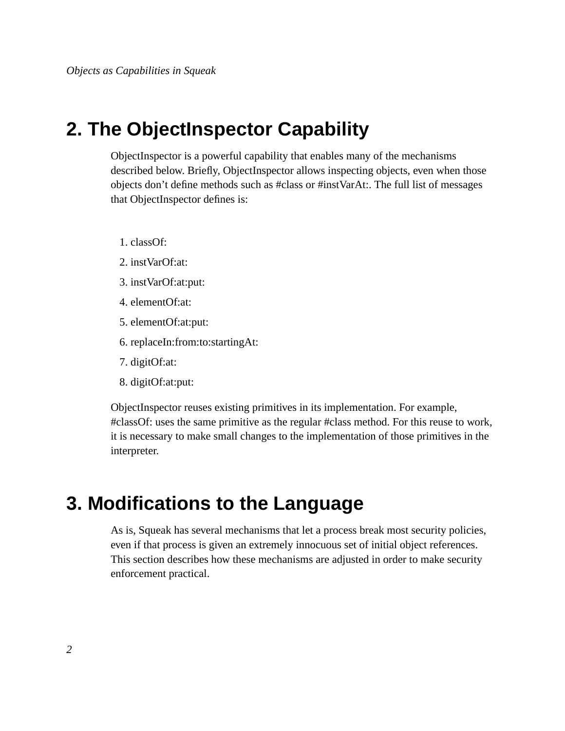## 2. The ObjectInspector Capability

ObjectInspector is a powerful capability that enables many of the mechanisms described below. Briefly, ObjectInspector allows inspecting objects, even when those objects don't define methods such as #class or #instVarAt:. The full list of messages that ObjectInspector defines is:

1. classOf:
2. instVarOf:at:
3. instVarOf:at:put:
4. elementOf:at:
5. elementOf:at:put:
6. replaceIn:from:to:startingAt:
7. digitOf:at:
8. digitOf:at:put:

ObjectInspector reuses existing primitives in its implementation. For example, #classOf: uses the same primitive as the regular #class method. For this reuse to work, it is necessary to make small changes to the implementation of those primitives in the interpreter.

## 3. Modifications to the Language

As is, Squeak has several mechanisms that let a process break most security policies, even if that process is given an extremely innocuous set of initial object references. This section describes how these mechanisms are adjusted in order to make security enforcement practical.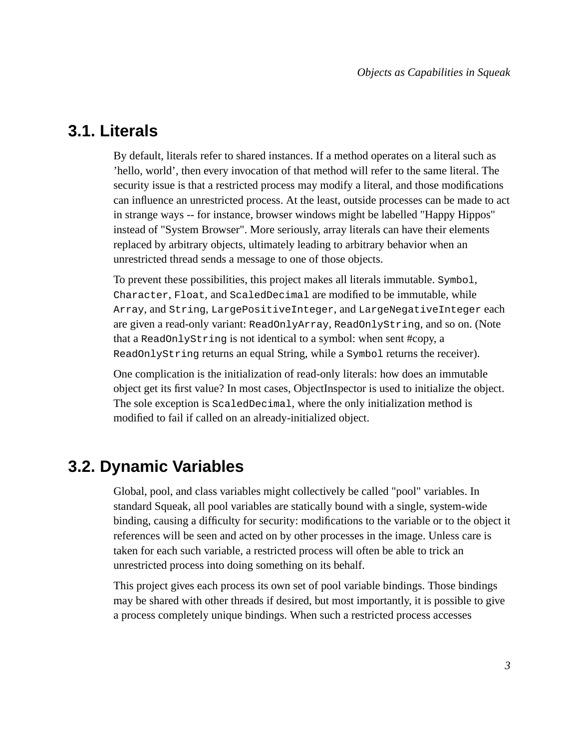## 3.1. Literals

By default, literals refer to shared instances. If a method operates on a literal such as 'hello, world', then every invocation of that method will refer to the same literal. The security issue is that a restricted process may modify a literal, and those modifications can influence an unrestricted process. At the least, outside processes can be made to act in strange ways -- for instance, browser windows might be labelled "Happy Hippos" instead of "System Browser". More seriously, array literals can have their elements replaced by arbitrary objects, ultimately leading to arbitrary behavior when an unrestricted thread sends a message to one of those objects.

To prevent these possibilities, this project makes all literals immutable. `Symbol`, `Character`, `Float`, and `ScaledDecimal` are modified to be immutable, while `Array`, and `String`, `LargePositiveInteger`, and `LargeNegativeInteger` each are given a read-only variant: `ReadOnlyArray`, `ReadOnlyString`, and so on. (Note that a `ReadOnlyString` is not identical to a symbol: when sent #copy, a `ReadOnlyString` returns an equal String, while a `Symbol` returns the receiver).

One complication is the initialization of read-only literals: how does an immutable object get its first value? In most cases, ObjectInspector is used to initialize the object. The sole exception is `ScaledDecimal`, where the only initialization method is modified to fail if called on an already-initialized object.

## 3.2. Dynamic Variables

Global, pool, and class variables might collectively be called "pool" variables. In standard Squeak, all pool variables are statically bound with a single, system-wide binding, causing a difficulty for security: modifications to the variable or to the object it references will be seen and acted on by other processes in the image. Unless care is taken for each such variable, a restricted process will often be able to trick an unrestricted process into doing something on its behalf.

This project gives each process its own set of pool variable bindings. Those bindings may be shared with other threads if desired, but most importantly, it is possible to give a process completely unique bindings. When such a restricted process accesses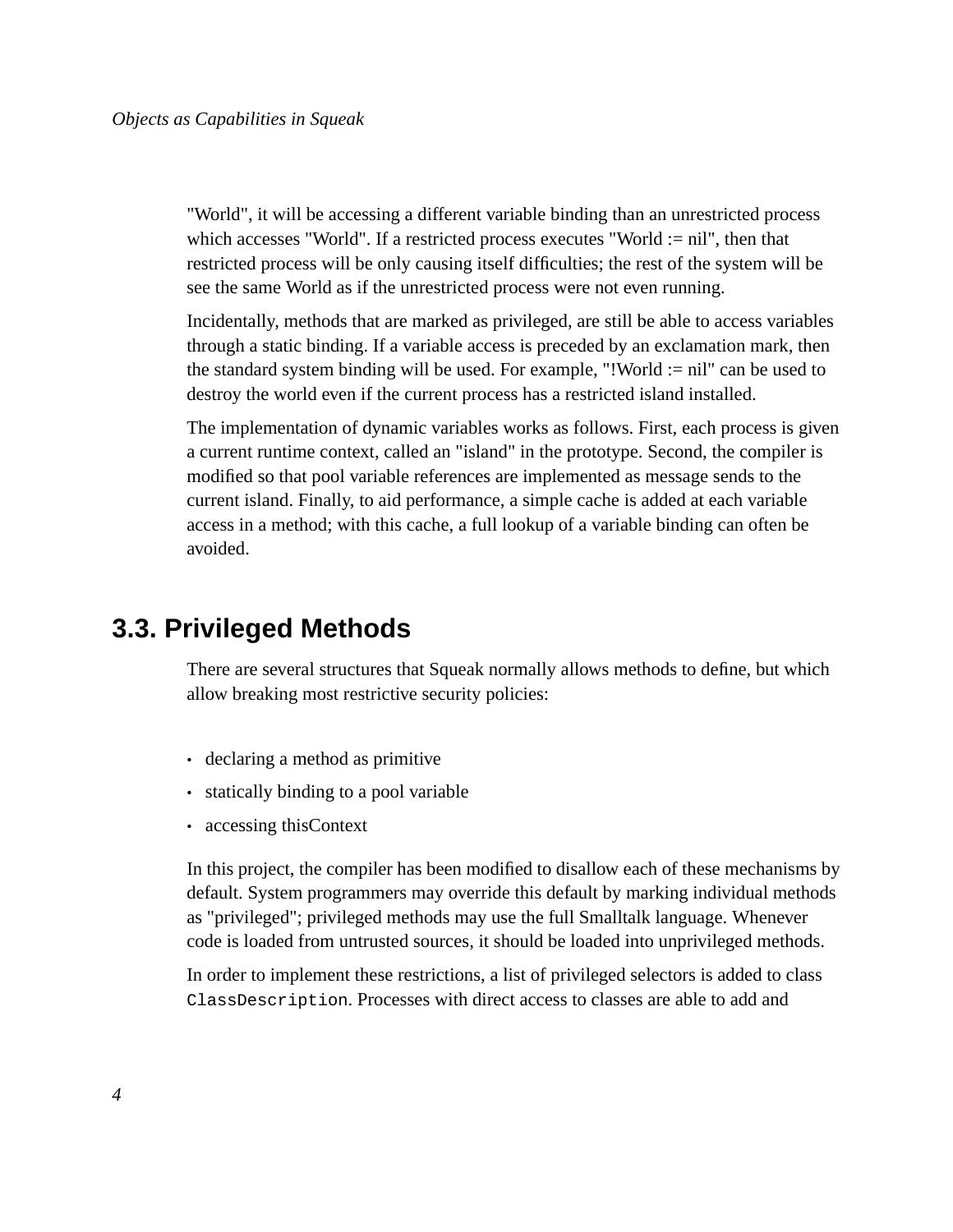"World", it will be accessing a different variable binding than an unrestricted process which accesses "World". If a restricted process executes "World := nil", then that restricted process will be only causing itself difficulties; the rest of the system will be see the same World as if the unrestricted process were not even running.

Incidentally, methods that are marked as privileged, are still be able to access variables through a static binding. If a variable access is preceded by an exclamation mark, then the standard system binding will be used. For example, "!World := nil" can be used to destroy the world even if the current process has a restricted island installed.

The implementation of dynamic variables works as follows. First, each process is given a current runtime context, called an "island" in the prototype. Second, the compiler is modified so that pool variable references are implemented as message sends to the current island. Finally, to aid performance, a simple cache is added at each variable access in a method; with this cache, a full lookup of a variable binding can often be avoided.

## 3.3. Privileged Methods

There are several structures that Squeak normally allows methods to define, but which allow breaking most restrictive security policies:

- declaring a method as primitive
- statically binding to a pool variable
- accessing thisContext

In this project, the compiler has been modified to disallow each of these mechanisms by default. System programmers may override this default by marking individual methods as "privileged"; privileged methods may use the full Smalltalk language. Whenever code is loaded from untrusted sources, it should be loaded into unprivileged methods.

In order to implement these restrictions, a list of privileged selectors is added to class `ClassDescription`. Processes with direct access to classes are able to add and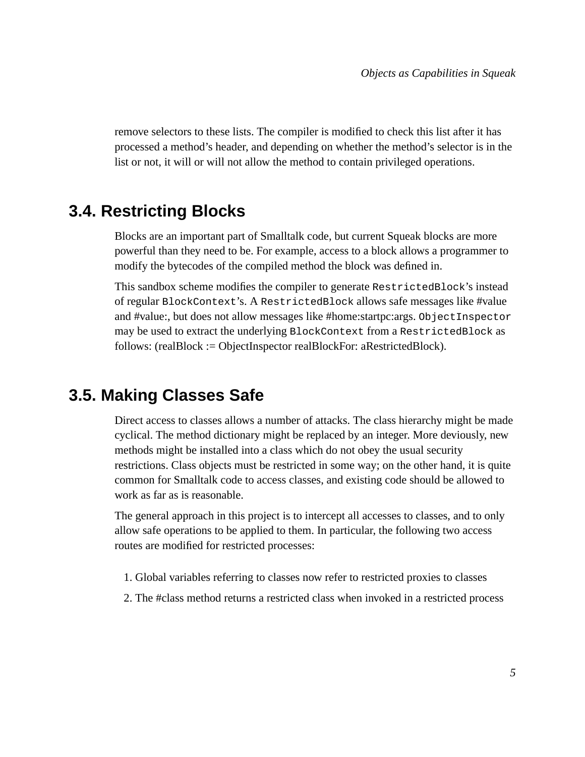remove selectors to these lists. The compiler is modified to check this list after it has processed a method's header, and depending on whether the method's selector is in the list or not, it will or will not allow the method to contain privileged operations.

## 3.4. Restricting Blocks

Blocks are an important part of Smalltalk code, but current Squeak blocks are more powerful than they need to be. For example, access to a block allows a programmer to modify the bytecodes of the compiled method the block was defined in.

This sandbox scheme modifies the compiler to generate `RestrictedBlock`'s instead of regular `BlockContext`'s. A `RestrictedBlock` allows safe messages like #value and #value:, but does not allow messages like #home:startpc:args. `ObjectInspector` may be used to extract the underlying `BlockContext` from a `RestrictedBlock` as follows: (realBlock := ObjectInspector realBlockFor: aRestrictedBlock).

## 3.5. Making Classes Safe

Direct access to classes allows a number of attacks. The class hierarchy might be made cyclical. The method dictionary might be replaced by an integer. More deviously, new methods might be installed into a class which do not obey the usual security restrictions. Class objects must be restricted in some way; on the other hand, it is quite common for Smalltalk code to access classes, and existing code should be allowed to work as far as is reasonable.

The general approach in this project is to intercept all accesses to classes, and to only allow safe operations to be applied to them. In particular, the following two access routes are modified for restricted processes:

1. Global variables referring to classes now refer to restricted proxies to classes
2. The #class method returns a restricted class when invoked in a restricted process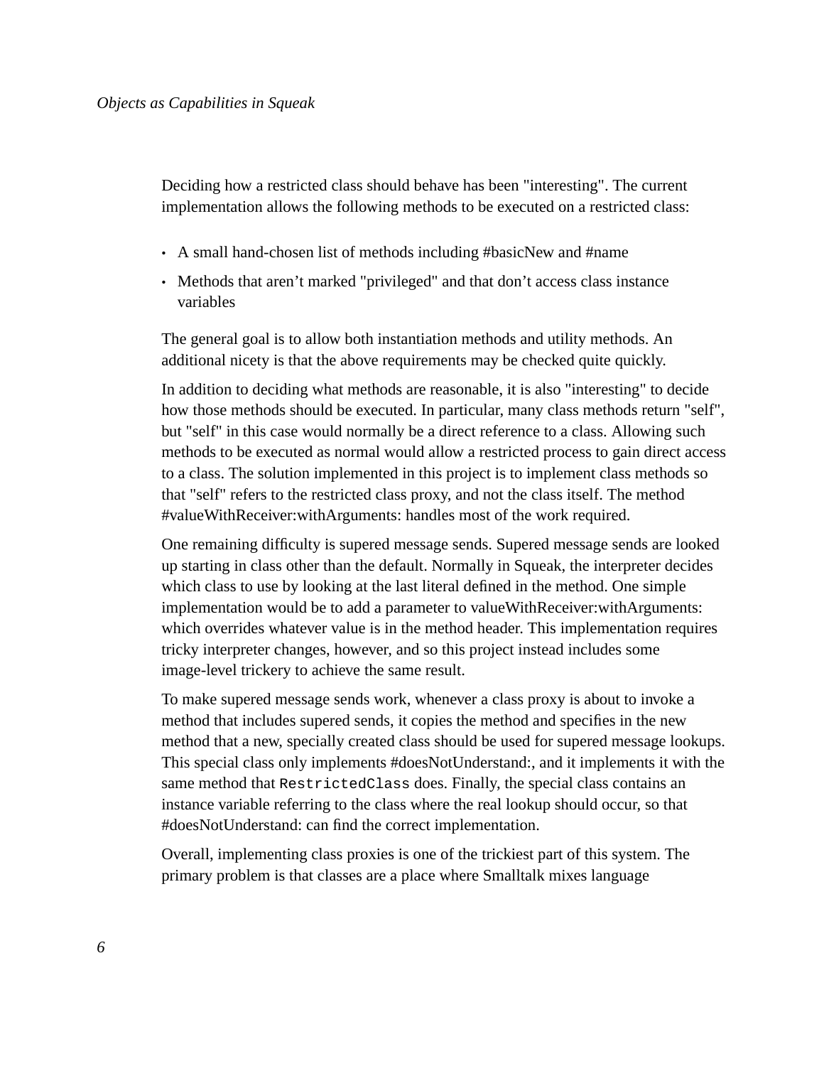Deciding how a restricted class should behave has been "interesting". The current implementation allows the following methods to be executed on a restricted class:

- A small hand-chosen list of methods including #basicNew and #name
- Methods that aren't marked "privileged" and that don't access class instance variables

The general goal is to allow both instantiation methods and utility methods. An additional nicety is that the above requirements may be checked quite quickly.

In addition to deciding what methods are reasonable, it is also "interesting" to decide how those methods should be executed. In particular, many class methods return "self", but "self" in this case would normally be a direct reference to a class. Allowing such methods to be executed as normal would allow a restricted process to gain direct access to a class. The solution implemented in this project is to implement class methods so that "self" refers to the restricted class proxy, and not the class itself. The method #valueWithReceiver:withArguments: handles most of the work required.

One remaining difficulty is supered message sends. Supered message sends are looked up starting in class other than the default. Normally in Squeak, the interpreter decides which class to use by looking at the last literal defined in the method. One simple implementation would be to add a parameter to valueWithReceiver:withArguments: which overrides whatever value is in the method header. This implementation requires tricky interpreter changes, however, and so this project instead includes some image-level trickery to achieve the same result.

To make supered message sends work, whenever a class proxy is about to invoke a method that includes supered sends, it copies the method and specifies in the new method that a new, specially created class should be used for supered message lookups. This special class only implements #doesNotUnderstand:, and it implements it with the same method that `RestrictedClass` does. Finally, the special class contains an instance variable referring to the class where the real lookup should occur, so that #doesNotUnderstand: can find the correct implementation.

Overall, implementing class proxies is one of the trickiest part of this system. The primary problem is that classes are a place where Smalltalk mixes language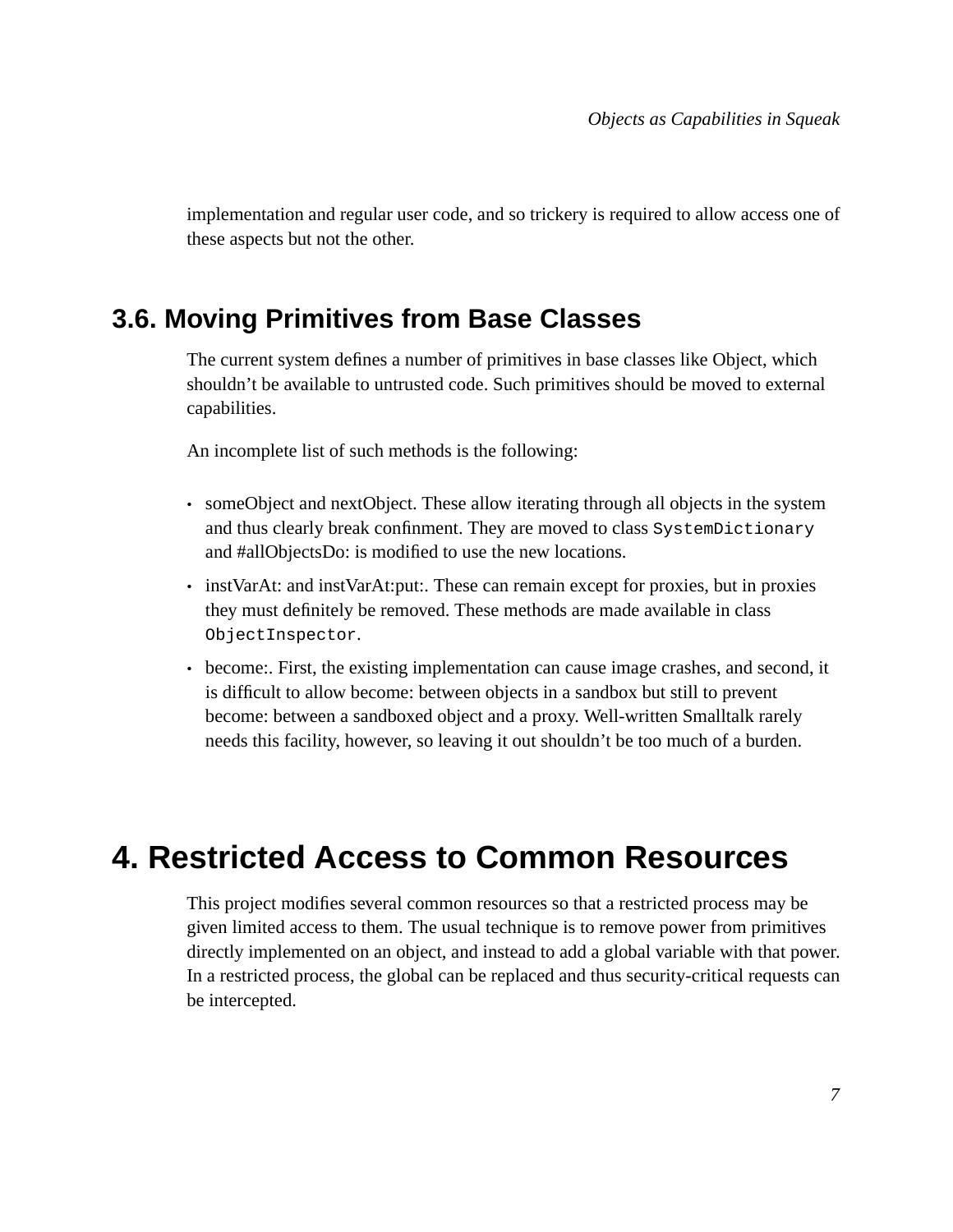implementation and regular user code, and so trickery is required to allow access one of these aspects but not the other.

## 3.6. Moving Primitives from Base Classes

The current system defines a number of primitives in base classes like Object, which shouldn't be available to untrusted code. Such primitives should be moved to external capabilities.

An incomplete list of such methods is the following:

- someObject and nextObject. These allow iterating through all objects in the system and thus clearly break confinment. They are moved to class `SystemDictionary` and #allObjectsDo: is modified to use the new locations.
- instVarAt: and instVarAt:put:. These can remain except for proxies, but in proxies they must definitely be removed. These methods are made available in class `ObjectInspector`.
- become:. First, the existing implementation can cause image crashes, and second, it is difficult to allow become: between objects in a sandbox but still to prevent become: between a sandboxed object and a proxy. Well-written Smalltalk rarely needs this facility, however, so leaving it out shouldn't be too much of a burden.

# 4. Restricted Access to Common Resources

This project modifies several common resources so that a restricted process may be given limited access to them. The usual technique is to remove power from primitives directly implemented on an object, and instead to add a global variable with that power. In a restricted process, the global can be replaced and thus security-critical requests can be intercepted.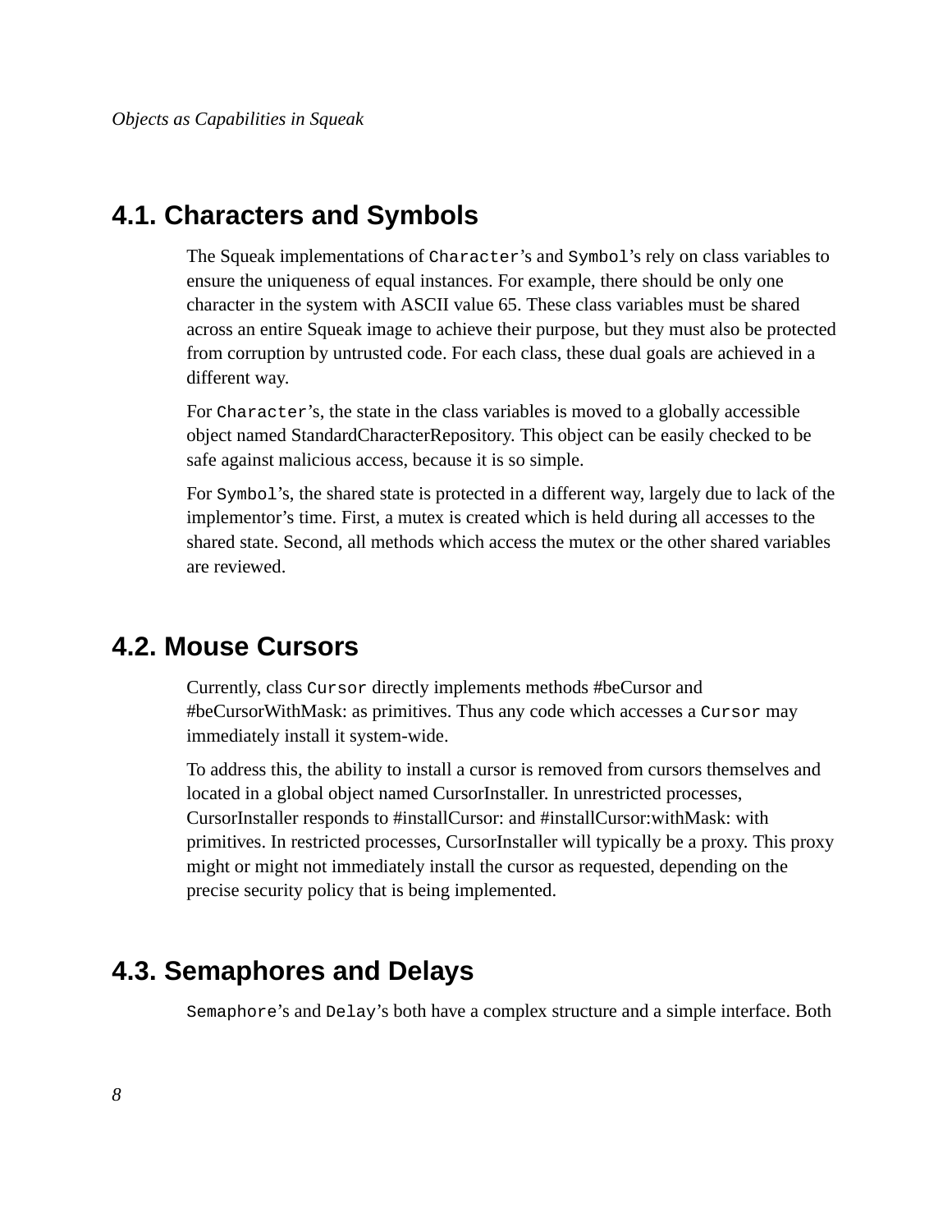## 4.1. Characters and Symbols

The Squeak implementations of `Character`'s and `Symbol`'s rely on class variables to ensure the uniqueness of equal instances. For example, there should be only one character in the system with ASCII value 65. These class variables must be shared across an entire Squeak image to achieve their purpose, but they must also be protected from corruption by untrusted code. For each class, these dual goals are achieved in a different way.

For `Character`'s, the state in the class variables is moved to a globally accessible object named StandardCharacterRepository. This object can be easily checked to be safe against malicious access, because it is so simple.

For `Symbol`'s, the shared state is protected in a different way, largely due to lack of the implementor's time. First, a mutex is created which is held during all accesses to the shared state. Second, all methods which access the mutex or the other shared variables are reviewed.

## 4.2. Mouse Cursors

Currently, class `Cursor` directly implements methods #beCursor and #beCursorWithMask: as primitives. Thus any code which accesses a `Cursor` may immediately install it system-wide.

To address this, the ability to install a cursor is removed from cursors themselves and located in a global object named CursorInstaller. In unrestricted processes, CursorInstaller responds to #installCursor: and #installCursor:withMask: with primitives. In restricted processes, CursorInstaller will typically be a proxy. This proxy might or might not immediately install the cursor as requested, depending on the precise security policy that is being implemented.

## 4.3. Semaphores and Delays

`Semaphore`'s and `Delay`'s both have a complex structure and a simple interface. Both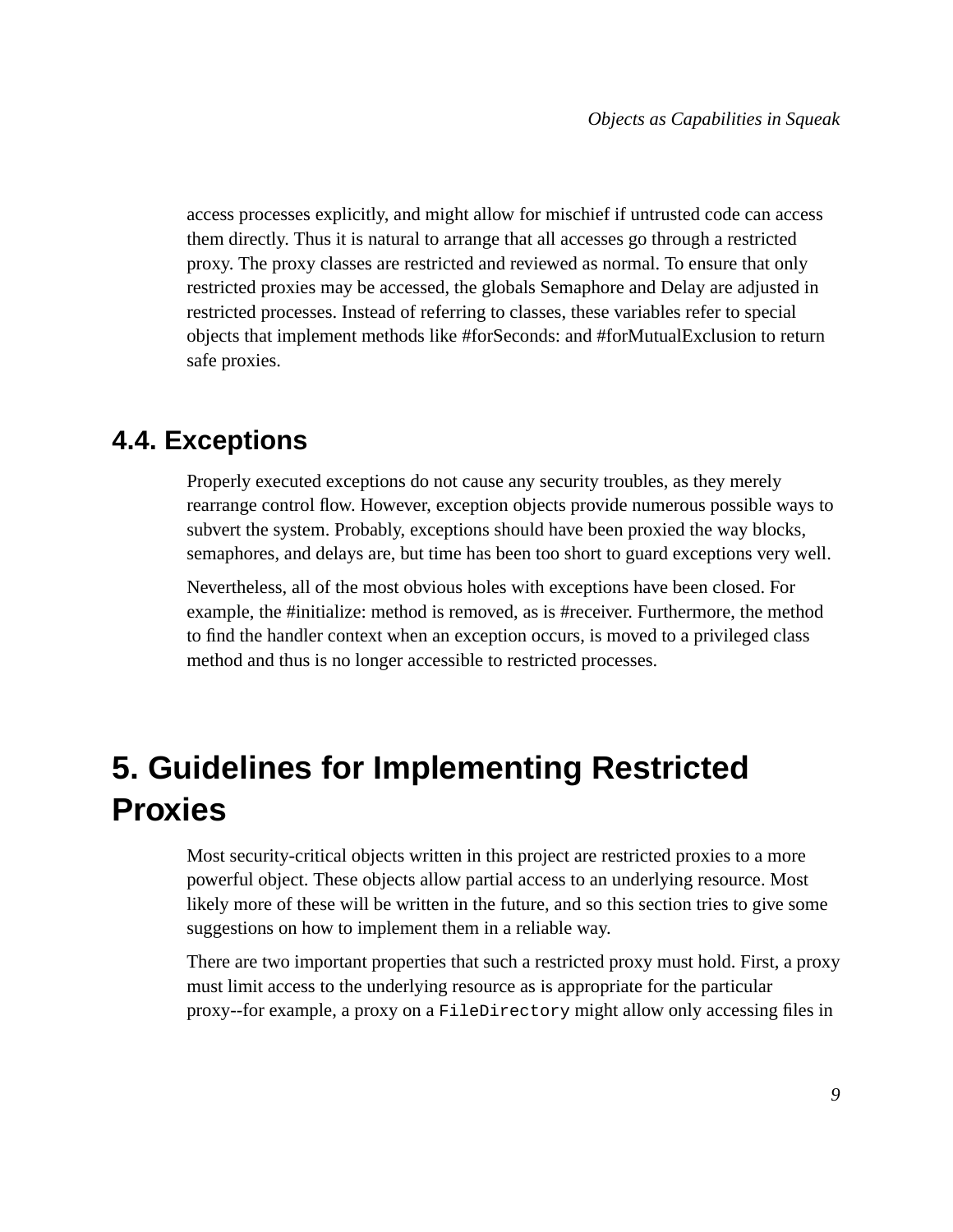access processes explicitly, and might allow for mischief if untrusted code can access them directly. Thus it is natural to arrange that all accesses go through a restricted proxy. The proxy classes are restricted and reviewed as normal. To ensure that only restricted proxies may be accessed, the globals Semaphore and Delay are adjusted in restricted processes. Instead of referring to classes, these variables refer to special objects that implement methods like #forSeconds: and #forMutualExclusion to return safe proxies.

## 4.4. Exceptions

Properly executed exceptions do not cause any security troubles, as they merely rearrange control flow. However, exception objects provide numerous possible ways to subvert the system. Probably, exceptions should have been proxied the way blocks, semaphores, and delays are, but time has been too short to guard exceptions very well.

Nevertheless, all of the most obvious holes with exceptions have been closed. For example, the #initialize: method is removed, as is #receiver. Furthermore, the method to find the handler context when an exception occurs, is moved to a privileged class method and thus is no longer accessible to restricted processes.

# 5. Guidelines for Implementing Restricted Proxies

Most security-critical objects written in this project are restricted proxies to a more powerful object. These objects allow partial access to an underlying resource. Most likely more of these will be written in the future, and so this section tries to give some suggestions on how to implement them in a reliable way.

There are two important properties that such a restricted proxy must hold. First, a proxy must limit access to the underlying resource as is appropriate for the particular proxy--for example, a proxy on a `FileDirectory` might allow only accessing files in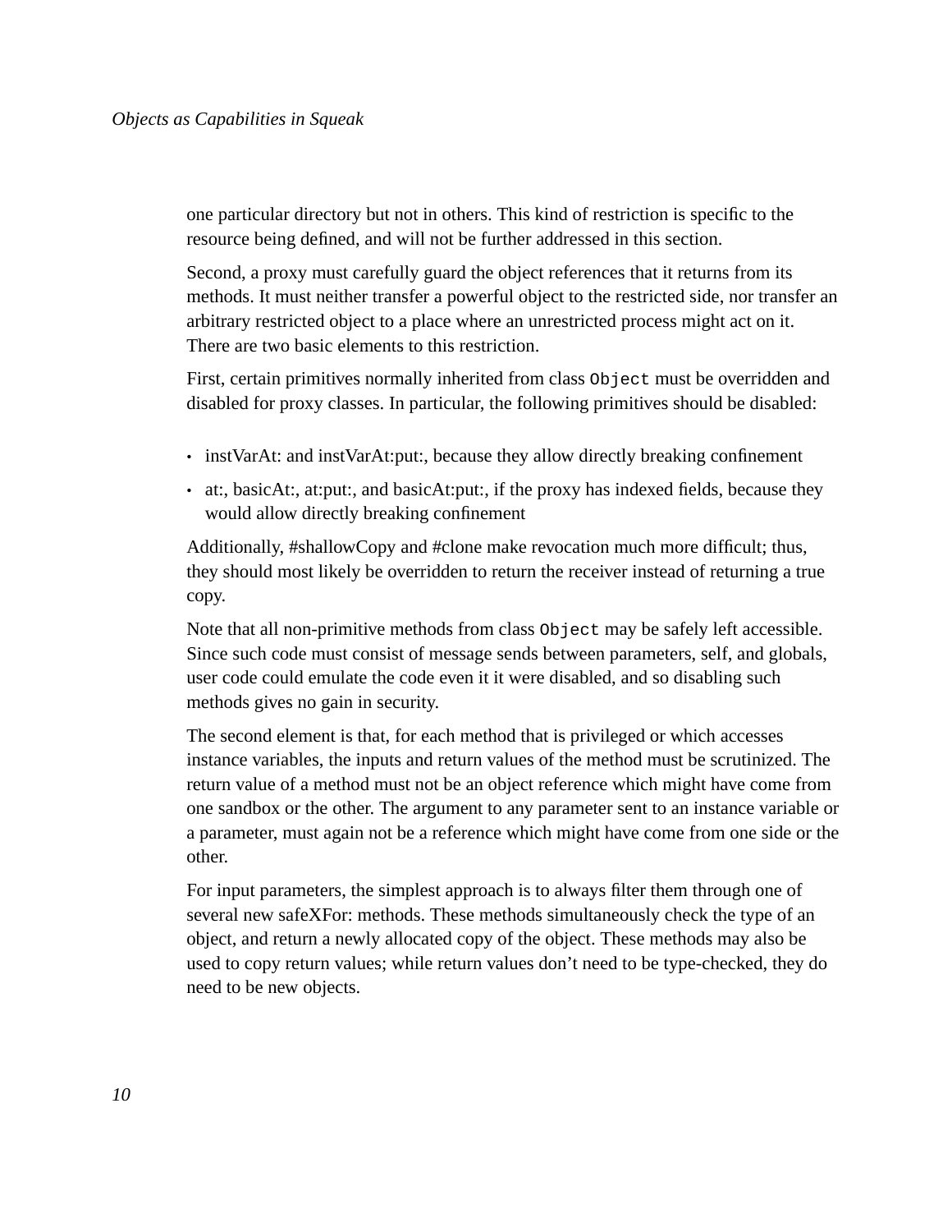one particular directory but not in others. This kind of restriction is specific to the resource being defined, and will not be further addressed in this section.

Second, a proxy must carefully guard the object references that it returns from its methods. It must neither transfer a powerful object to the restricted side, nor transfer an arbitrary restricted object to a place where an unrestricted process might act on it. There are two basic elements to this restriction.

First, certain primitives normally inherited from class `Object` must be overridden and disabled for proxy classes. In particular, the following primitives should be disabled:

- instVarAt: and instVarAt:put:, because they allow directly breaking confinement
- at:, basicAt:, at:put:, and basicAt:put:, if the proxy has indexed fields, because they would allow directly breaking confinement

Additionally, #shallowCopy and #clone make revocation much more difficult; thus, they should most likely be overridden to return the receiver instead of returning a true copy.

Note that all non-primitive methods from class `Object` may be safely left accessible. Since such code must consist of message sends between parameters, self, and globals, user code could emulate the code even it it were disabled, and so disabling such methods gives no gain in security.

The second element is that, for each method that is privileged or which accesses instance variables, the inputs and return values of the method must be scrutinized. The return value of a method must not be an object reference which might have come from one sandbox or the other. The argument to any parameter sent to an instance variable or a parameter, must again not be a reference which might have come from one side or the other.

For input parameters, the simplest approach is to always filter them through one of several new safeXFor: methods. These methods simultaneously check the type of an object, and return a newly allocated copy of the object. These methods may also be used to copy return values; while return values don't need to be type-checked, they do need to be new objects.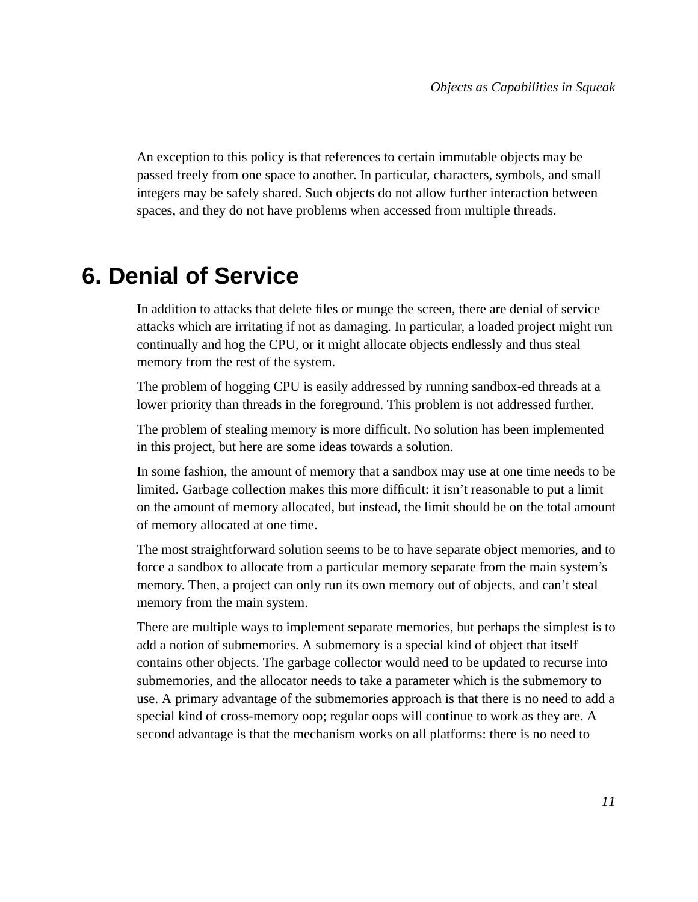An exception to this policy is that references to certain immutable objects may be passed freely from one space to another. In particular, characters, symbols, and small integers may be safely shared. Such objects do not allow further interaction between spaces, and they do not have problems when accessed from multiple threads.

# 6. Denial of Service

In addition to attacks that delete files or munge the screen, there are denial of service attacks which are irritating if not as damaging. In particular, a loaded project might run continually and hog the CPU, or it might allocate objects endlessly and thus steal memory from the rest of the system.

The problem of hogging CPU is easily addressed by running sandbox-ed threads at a lower priority than threads in the foreground. This problem is not addressed further.

The problem of stealing memory is more difficult. No solution has been implemented in this project, but here are some ideas towards a solution.

In some fashion, the amount of memory that a sandbox may use at one time needs to be limited. Garbage collection makes this more difficult: it isn't reasonable to put a limit on the amount of memory allocated, but instead, the limit should be on the total amount of memory allocated at one time.

The most straightforward solution seems to be to have separate object memories, and to force a sandbox to allocate from a particular memory separate from the main system's memory. Then, a project can only run its own memory out of objects, and can't steal memory from the main system.

There are multiple ways to implement separate memories, but perhaps the simplest is to add a notion of submemories. A submemory is a special kind of object that itself contains other objects. The garbage collector would need to be updated to recurse into submemories, and the allocator needs to take a parameter which is the submemory to use. A primary advantage of the submemories approach is that there is no need to add a special kind of cross-memory oop; regular oops will continue to work as they are. A second advantage is that the mechanism works on all platforms: there is no need to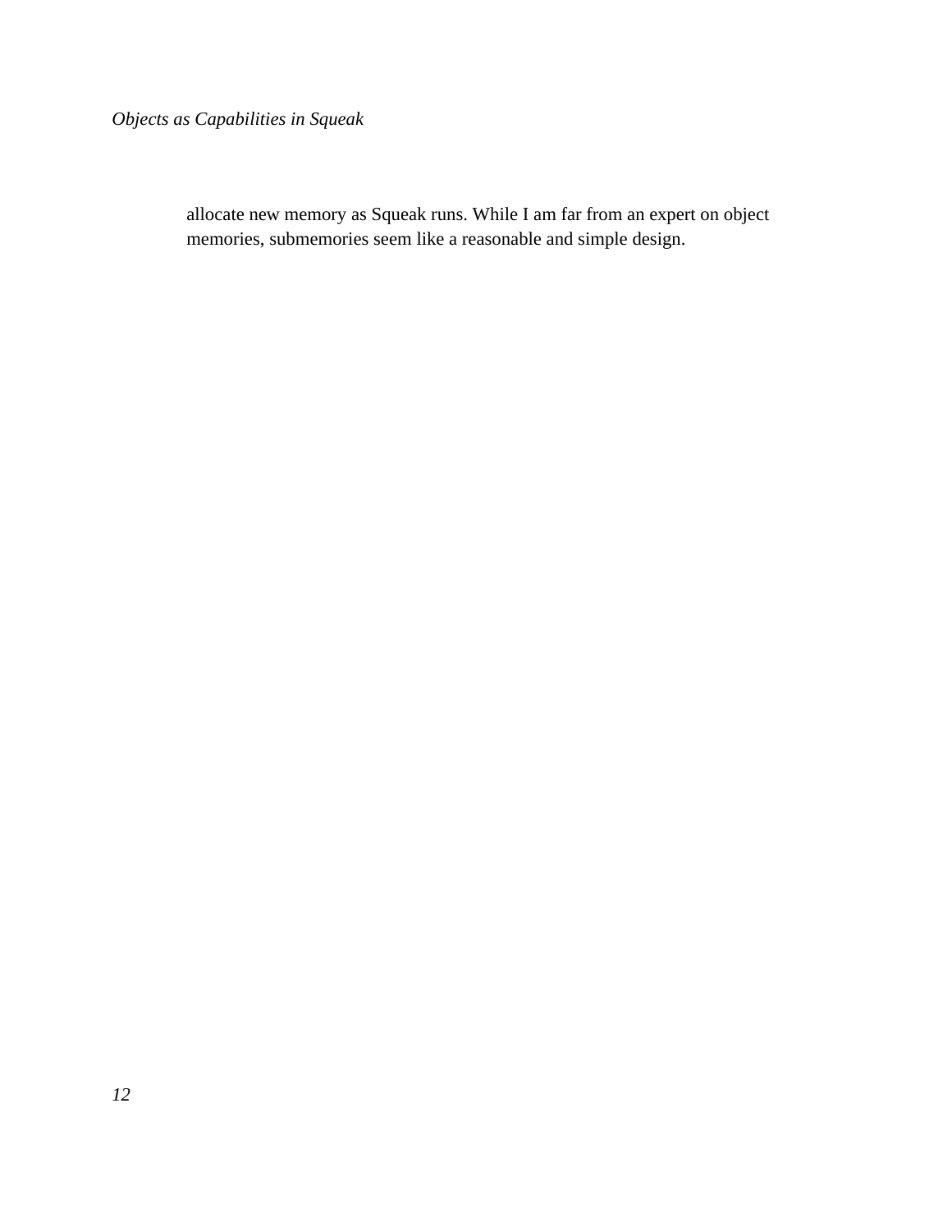allocate new memory as Squeak runs. While I am far from an expert on object memories, submemories seem like a reasonable and simple design.